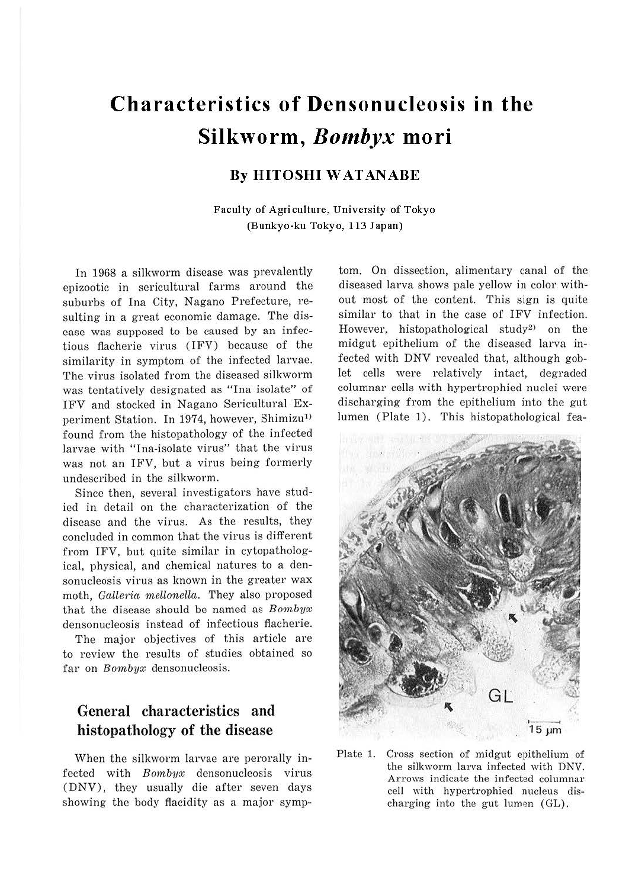# Characteristics of Densonucleosis in the Silkworm, *Bombyx* mori

### By HITOSHI WATANABE

Faculty of Agriculture, University of Tokyo
(Bunkyo-ku Tokyo, 113 Japan)

In 1968 a silkworm disease was prevalently epizootic in sericultural farms around the suburbs of Ina City, Nagano Prefecture, resulting in a great economic damage. The disease was supposed to be caused by an infectious flacherie virus (IFV) because of the similarity in symptom of the infected larvae. The virus isolated from the diseased silkworm was tentatively designated as "Ina isolate" of IFV and stocked in Nagano Sericultural Experiment Station. In 1974, however, Shimizu[1] found from the histopathology of the infected larvae with "Ina-isolate virus" that the virus was not an IFV, but a virus being formerly undescribed in the silkworm.

Since then, several investigators have studied in detail on the characterization of the disease and the virus. As the results, they concluded in common that the virus is different from IFV, but quite similar in cytopathological, physical, and chemical natures to a densonucleosis virus as known in the greater wax moth, *Galleria mellonella*. They also proposed that the disease should be named as *Bombyx* densonucleosis instead of infectious flacherie.

The major objectives of this article are to review the results of studies obtained so far on *Bombyx* densonucleosis.

## General characteristics and histopathology of the disease

When the silkworm larvae are perorally infected with *Bombyx* densonucleosis virus (DNV), they usually die after seven days showing the body flacidity as a major symptom. On dissection, alimentary canal of the diseased larva shows pale yellow in color without most of the content. This sign is quite similar to that in the case of IFV infection. However, histopathological study[2] on the midgut epithelium of the diseased larva infected with DNV revealed that, although goblet cells were relatively intact, degraded columnar cells with hypertrophied nuclei were discharging from the epithelium into the gut lumen (Plate 1). This histopathological fea-

Plate 1. Cross section of midgut epithelium of the silkworm larva infected with DNV. Arrows indicate the infected columnar cell with hypertrophied nucleus discharging into the gut lumen (GL).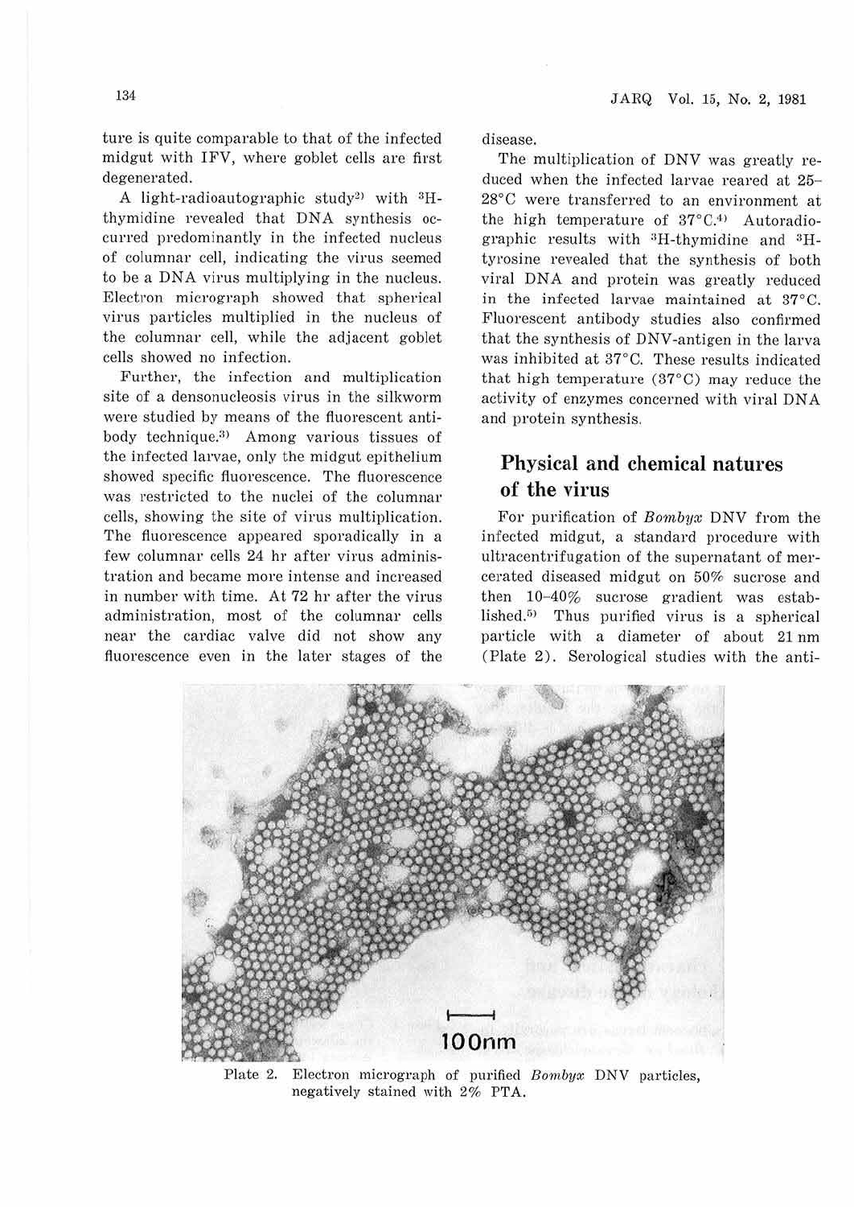ture is quite comparable to that of the infected midgut with IFV, where goblet cells are first degenerated.

A light-radioautographic study[2] with $^{3}$H-thymidine revealed that DNA synthesis occurred predominantly in the infected nucleus of columnar cell, indicating the virus seemed to be a DNA virus multiplying in the nucleus. Electron micrograph showed that spherical virus particles multiplied in the nucleus of the columnar cell, while the adjacent goblet cells showed no infection.

Further, the infection and multiplication site of a densonucleosis virus in the silkworm were studied by means of the fluorescent antibody technique.[3] Among various tissues of the infected larvae, only the midgut epithelium showed specific fluorescence. The fluorescence was restricted to the nuclei of the columnar cells, showing the site of virus multiplication. The fluorescence appeared sporadically in a few columnar cells 24 hr after virus administration and became more intense and increased in number with time. At 72 hr after the virus administration, most of the columnar cells near the cardiac valve did not show any fluorescence even in the later stages of the disease.

The multiplication of DNV was greatly reduced when the infected larvae reared at 25–28°C were transferred to an environment at the high temperature of 37°C.[4] Autoradiographic results with $^{3}$H-thymidine and $^{3}$H-tyrosine revealed that the synthesis of both viral DNA and protein was greatly reduced in the infected larvae maintained at 37°C. Fluorescent antibody studies also confirmed that the synthesis of DNV-antigen in the larva was inhibited at 37°C. These results indicated that high temperature (37°C) may reduce the activity of enzymes concerned with viral DNA and protein synthesis.

## Physical and chemical natures of the virus

For purification of *Bombyx* DNV from the infected midgut, a standard procedure with ultracentrifugation of the supernatant of mercerated diseased midgut on 50% sucrose and then 10–40% sucrose gradient was established.[5] Thus purified virus is a spherical particle with a diameter of about 21 nm (Plate 2). Serological studies with the anti-

Plate 2. Electron micrograph of purified *Bombyx* DNV particles, negatively stained with 2% PTA.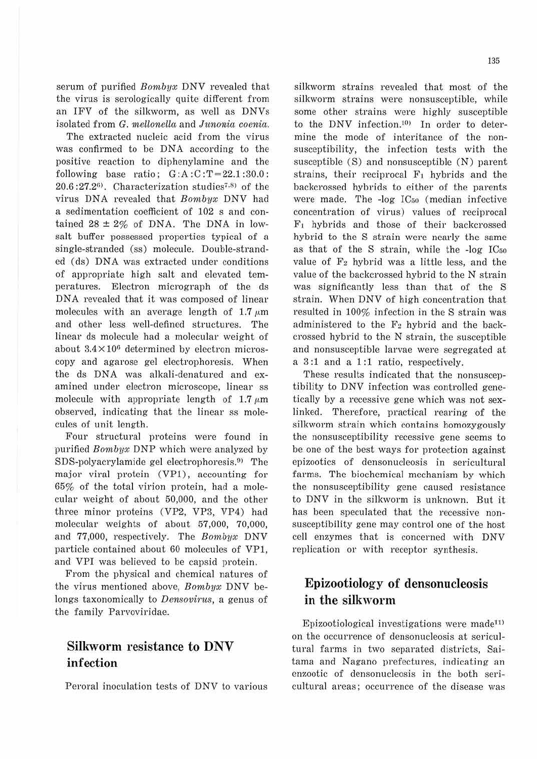serum of purified *Bombyx* DNV revealed that the virus is serologically quite different from an IFV of the silkworm, as well as DNVs isolated from *G. mellonella* and *Junonia coenia*.

The extracted nucleic acid from the virus was confirmed to be DNA according to the positive reaction to diphenylamine and the following base ratio; G:A:C:T=22.1:30.0:20.6:27.2[6]. Characterization studies[7,8] of the virus DNA revealed that *Bombyx* DNV had a sedimentation coefficient of 102 s and contained 28 ± 2% of DNA. The DNA in low-salt buffer possessed properties typical of a single-stranded (ss) molecule. Double-stranded (ds) DNA was extracted under conditions of appropriate high salt and elevated temperatures. Electron micrograph of the ds DNA revealed that it was composed of linear molecules with an average length of 1.7 $\mu$m and other less well-defined structures. The linear ds molecule had a molecular weight of about $3.4 \times 10^6$ determined by electron microscopy and agarose gel electrophoresis. When the ds DNA was alkali-denatured and examined under electron microscope, linear ss molecule with appropriate length of 1.7 $\mu$m observed, indicating that the linear ss molecules of unit length.

Four structural proteins were found in purified *Bombyx* DNP which were analyzed by SDS-polyacrylamide gel electrophoresis.[9] The major viral protein (VP1), accounting for 65% of the total virion protein, had a molecular weight of about 50,000, and the other three minor proteins (VP2, VP3, VP4) had molecular weights of about 57,000, 70,000, and 77,000, respectively. The *Bombyx* DNV particle contained about 60 molecules of VP1, and VPI was believed to be capsid protein.

From the physical and chemical natures of the virus mentioned above, *Bombyx* DNV belongs taxonomically to *Densovirus*, a genus of the family Parvoviridae.

## Silkworm resistance to DNV infection

Peroral inoculation tests of DNV to various silkworm strains revealed that most of the silkworm strains were nonsusceptible, while some other strains were highly susceptible to the DNV infection.[10] In order to determine the mode of interitance of the nonsusceptibility, the infection tests with the susceptible (S) and nonsusceptible (N) parent strains, their reciprocal $F_1$ hybrids and the backcrossed hybrids to either of the parents were made. The -log $IC_{50}$ (median infective concentration of virus) values of reciprocal $F_1$ hybrids and those of their backcrossed hybrid to the S strain were nearly the same as that of the S strain, while the -log $IC_{50}$ value of $F_2$ hybrid was a little less, and the value of the backcrossed hybrid to the N strain was significantly less than that of the S strain. When DNV of high concentration that resulted in 100% infection in the S strain was administered to the $F_2$ hybrid and the backcrossed hybrid to the N strain, the susceptible and nonsusceptible larvae were segregated at a 3:1 and a 1:1 ratio, respectively.

These results indicated that the nonsusceptibility to DNV infection was controlled genetically by a recessive gene which was not sex-linked. Therefore, practical rearing of the silkworm strain which contains homozygously the nonsusceptibility recessive gene seems to be one of the best ways for protection against epizootics of densonucleosis in sericultural farms. The biochemical mechanism by which the nonsusceptibility gene caused resistance to DNV in the silkworm is unknown. But it has been speculated that the recessive nonsusceptibility gene may control one of the host cell enzymes that is concerned with DNV replication or with receptor synthesis.

## Epizootiology of densonucleosis in the silkworm

Epizootiological investigations were made[11] on the occurrence of densonucleosis at sericultural farms in two separated districts, Saitama and Nagano prefectures, indicating an enzootic of densonucleosis in the both sericultural areas; occurrence of the disease was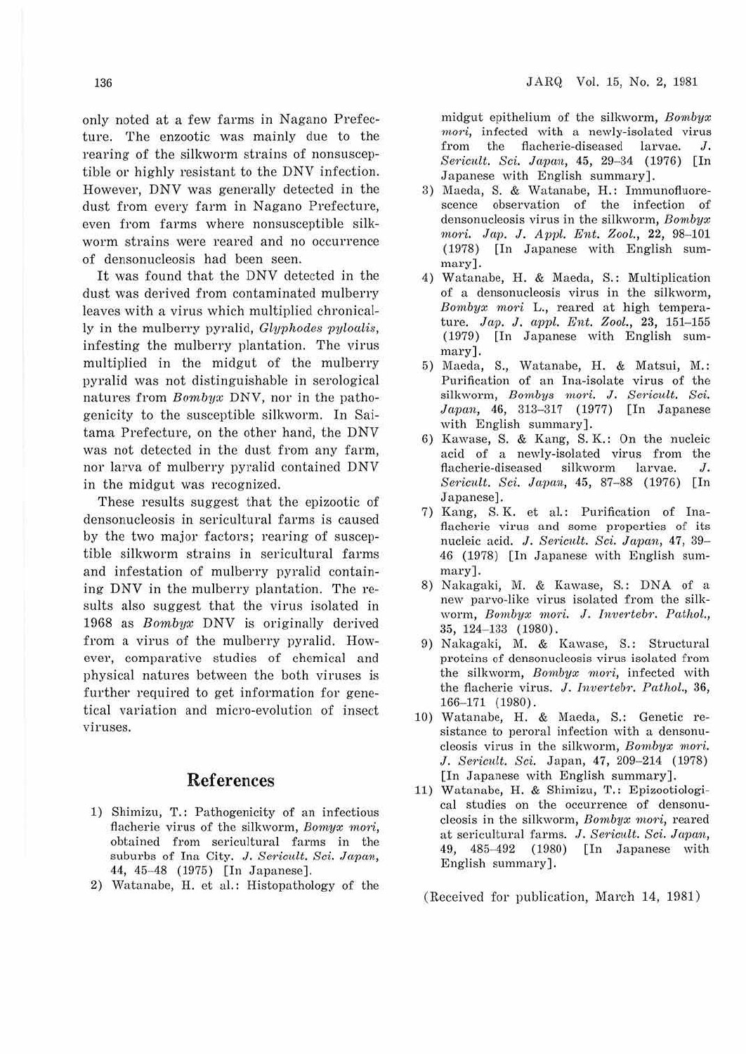only noted at a few farms in Nagano Prefecture. The enzootic was mainly due to the rearing of the silkworm strains of nonsusceptible or highly resistant to the DNV infection. However, DNV was generally detected in the dust from every farm in Nagano Prefecture, even from farms where nonsusceptible silkworm strains were reared and no occurrence of densonucleosis had been seen.

It was found that the DNV detected in the dust was derived from contaminated mulberry leaves with a virus which multiplied chronically in the mulberry pyralid, *Glyphodes pyloalis*, infesting the mulberry plantation. The virus multiplied in the midgut of the mulberry pyralid was not distinguishable in serological natures from *Bombyx* DNV, nor in the pathogenicity to the susceptible silkworm. In Saitama Prefecture, on the other hand, the DNV was not detected in the dust from any farm, nor larva of mulberry pyralid contained DNV in the midgut was recognized.

These results suggest that the epizootic of densonucleosis in sericultural farms is caused by the two major factors; rearing of susceptible silkworm strains in sericultural farms and infestation of mulberry pyralid containing DNV in the mulberry plantation. The results also suggest that the virus isolated in 1968 as *Bombyx* DNV is originally derived from a virus of the mulberry pyralid. However, comparative studies of chemical and physical natures between the both viruses is further required to get information for genetical variation and micro-evolution of insect viruses.

## References

1) Shimizu, T.: Pathogenicity of an infectious flacherie virus of the silkworm, *Bomyx mori*, obtained from sericultural farms in the suburbs of Ina City. *J. Sericult. Sci. Japan*, **44**, 45–48 (1975) [In Japanese].
2) Watanabe, H. et al.: Histopathology of the midgut epithelium of the silkworm, *Bombyx mori*, infected with a newly-isolated virus from the flacherie-diseased larvae. *J. Sericult. Sci. Japan*, **45**, 29–34 (1976) [In Japanese with English summary].
3) Maeda, S. & Watanabe, H.: Immunofluorescence observation of the infection of densonucleosis virus in the silkworm, *Bombyx mori*. *Jap. J. Appl. Ent. Zool.*, **22**, 98–101 (1978) [In Japanese with English summary].
4) Watanabe, H. & Maeda, S.: Multiplication of a densonucleosis virus in the silkworm, *Bombyx mori* L., reared at high temperature. *Jap. J. appl. Ent. Zool.*, **23**, 151–155 (1979) [In Japanese with English summary].
5) Maeda, S., Watanabe, H. & Matsui, M.: Purification of an Ina-isolate virus of the silkworm, *Bombys mori*. *J. Sericult. Sci. Japan*, **46**, 313–317 (1977) [In Japanese with English summary].
6) Kawase, S. & Kang, S. K.: On the nucleic acid of a newly-isolated virus from the flacherie-diseased silkworm larvae. *J. Sericult. Sci. Japan*, **45**, 87–88 (1976) [In Japanese].
7) Kang, S. K. et al.: Purification of Ina-flacherie virus and some properties of its nucleic acid. *J. Sericult. Sci. Japan*, **47**, 39–46 (1978) [In Japanese with English summary].
8) Nakagaki, M. & Kawase, S.: DNA of a new parvo-like virus isolated from the silkworm, *Bombyx mori*. *J. Invertebr. Pathol.*, **35**, 124–133 (1980).
9) Nakagaki, M. & Kawase, S.: Structural proteins of densonucleosis virus isolated from the silkworm, *Bombyx mori*, infected with the flacherie virus. *J. Invertebr. Pathol.*, **36**, 166–171 (1980).
10) Watanabe, H. & Maeda, S.: Genetic resistance to peroral infection with a densonucleosis virus in the silkworm, *Bombyx mori*. *J. Sericult. Sci.* Japan, **47**, 209–214 (1978) [In Japanese with English summary].
11) Watanabe, H. & Shimizu, T.: Epizootiological studies on the occurrence of densonucleosis in the silkworm, *Bombyx mori*, reared at sericultural farms. *J. Sericult. Sci. Japan*, **49**, 485–492 (1980) [In Japanese with English summary].

(Received for publication, March 14, 1981)